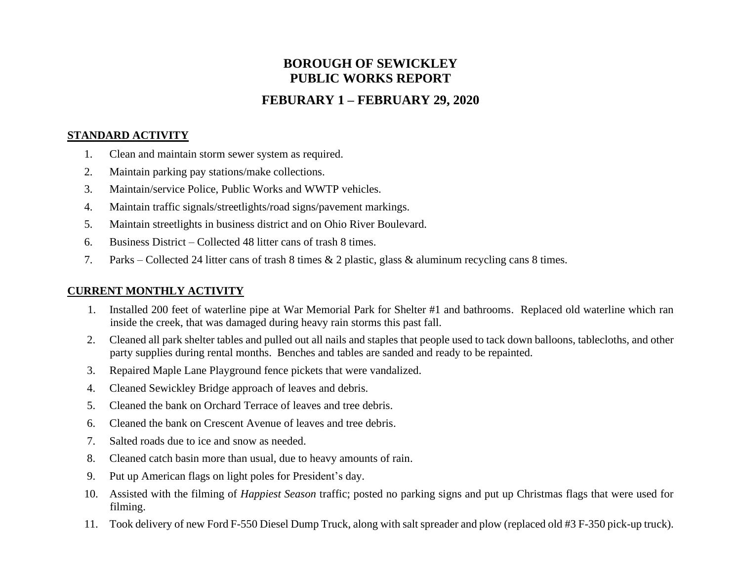# BOROUGH OF SEWICKLEY
# PUBLIC WORKS REPORT

## FEBURARY 1 – FEBRUARY 29, 2020

**STANDARD ACTIVITY**

1. Clean and maintain storm sewer system as required.
2. Maintain parking pay stations/make collections.
3. Maintain/service Police, Public Works and WWTP vehicles.
4. Maintain traffic signals/streetlights/road signs/pavement markings.
5. Maintain streetlights in business district and on Ohio River Boulevard.
6. Business District – Collected 48 litter cans of trash 8 times.
7. Parks – Collected 24 litter cans of trash 8 times & 2 plastic, glass & aluminum recycling cans 8 times.

**CURRENT MONTHLY ACTIVITY**

1. Installed 200 feet of waterline pipe at War Memorial Park for Shelter #1 and bathrooms. Replaced old waterline which ran inside the creek, that was damaged during heavy rain storms this past fall.
2. Cleaned all park shelter tables and pulled out all nails and staples that people used to tack down balloons, tablecloths, and other party supplies during rental months. Benches and tables are sanded and ready to be repainted.
3. Repaired Maple Lane Playground fence pickets that were vandalized.
4. Cleaned Sewickley Bridge approach of leaves and debris.
5. Cleaned the bank on Orchard Terrace of leaves and tree debris.
6. Cleaned the bank on Crescent Avenue of leaves and tree debris.
7. Salted roads due to ice and snow as needed.
8. Cleaned catch basin more than usual, due to heavy amounts of rain.
9. Put up American flags on light poles for President's day.
10. Assisted with the filming of *Happiest Season* traffic; posted no parking signs and put up Christmas flags that were used for filming.
11. Took delivery of new Ford F-550 Diesel Dump Truck, along with salt spreader and plow (replaced old #3 F-350 pick-up truck).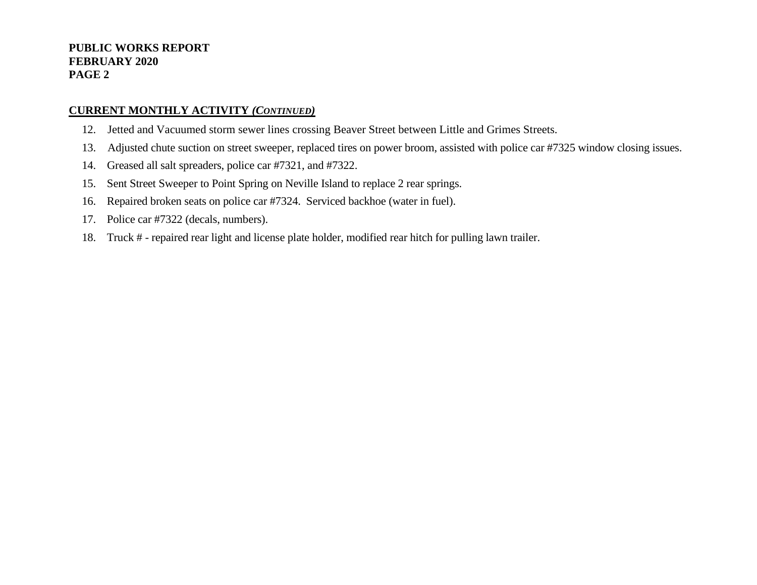## CURRENT MONTHLY ACTIVITY *(CONTINUED)*

12. Jetted and Vacuumed storm sewer lines crossing Beaver Street between Little and Grimes Streets.
13. Adjusted chute suction on street sweeper, replaced tires on power broom, assisted with police car #7325 window closing issues.
14. Greased all salt spreaders, police car #7321, and #7322.
15. Sent Street Sweeper to Point Spring on Neville Island to replace 2 rear springs.
16. Repaired broken seats on police car #7324. Serviced backhoe (water in fuel).
17. Police car #7322 (decals, numbers).
18. Truck # - repaired rear light and license plate holder, modified rear hitch for pulling lawn trailer.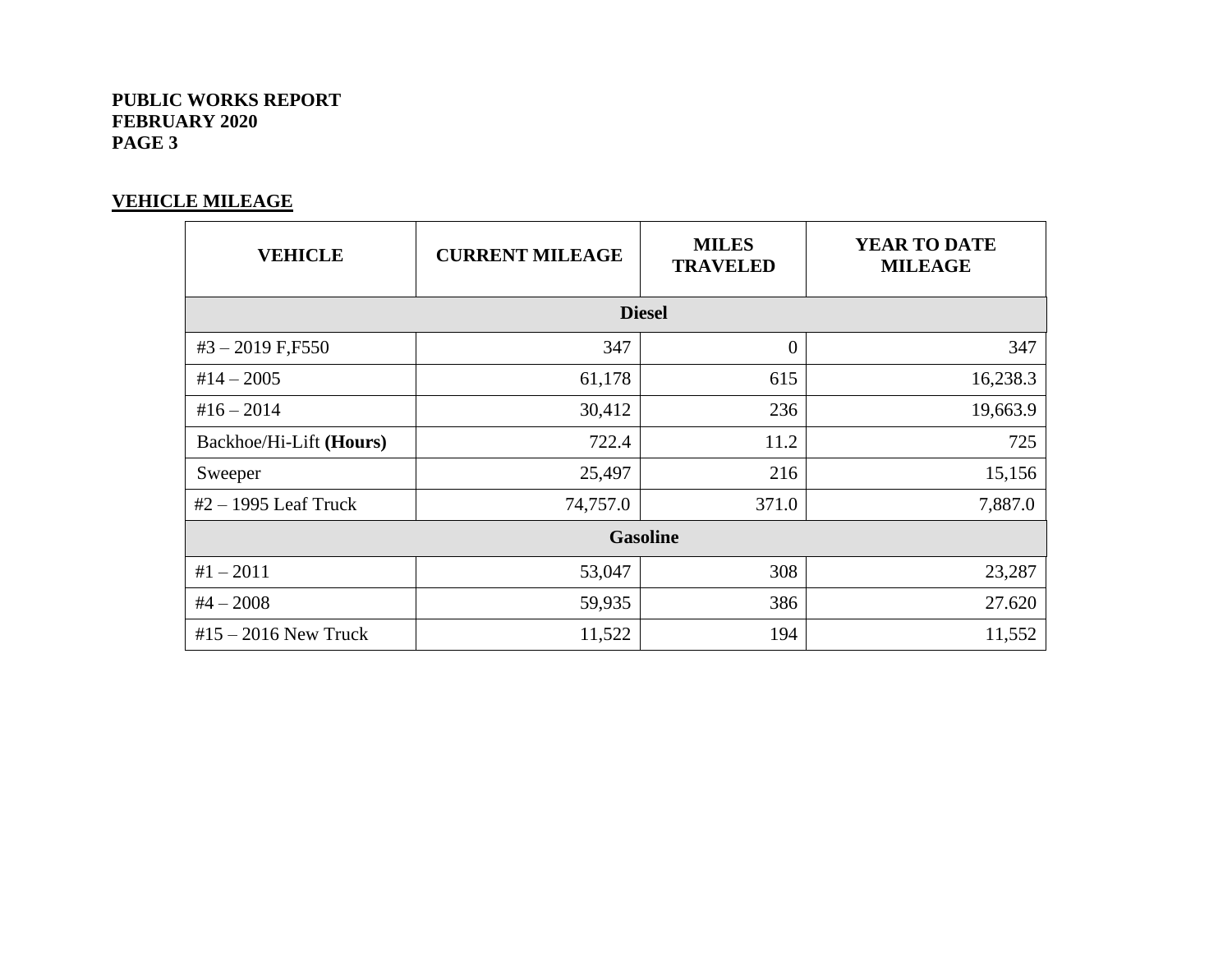**PUBLIC WORKS REPORT**
**FEBRUARY 2020**
**PAGE 3**

**VEHICLE MILEAGE**

| VEHICLE | CURRENT MILEAGE | MILES TRAVELED | YEAR TO DATE MILEAGE |
|---|---|---|---|
| **Diesel** | | | |
| #3 – 2019 F,F550 | 347 | 0 | 347 |
| #14 – 2005 | 61,178 | 615 | 16,238.3 |
| #16 – 2014 | 30,412 | 236 | 19,663.9 |
| Backhoe/Hi-Lift **(Hours)** | 722.4 | 11.2 | 725 |
| Sweeper | 25,497 | 216 | 15,156 |
| #2 – 1995 Leaf Truck | 74,757.0 | 371.0 | 7,887.0 |
| **Gasoline** | | | |
| #1 – 2011 | 53,047 | 308 | 23,287 |
| #4 – 2008 | 59,935 | 386 | 27.620 |
| #15 – 2016 New Truck | 11,522 | 194 | 11,552 |